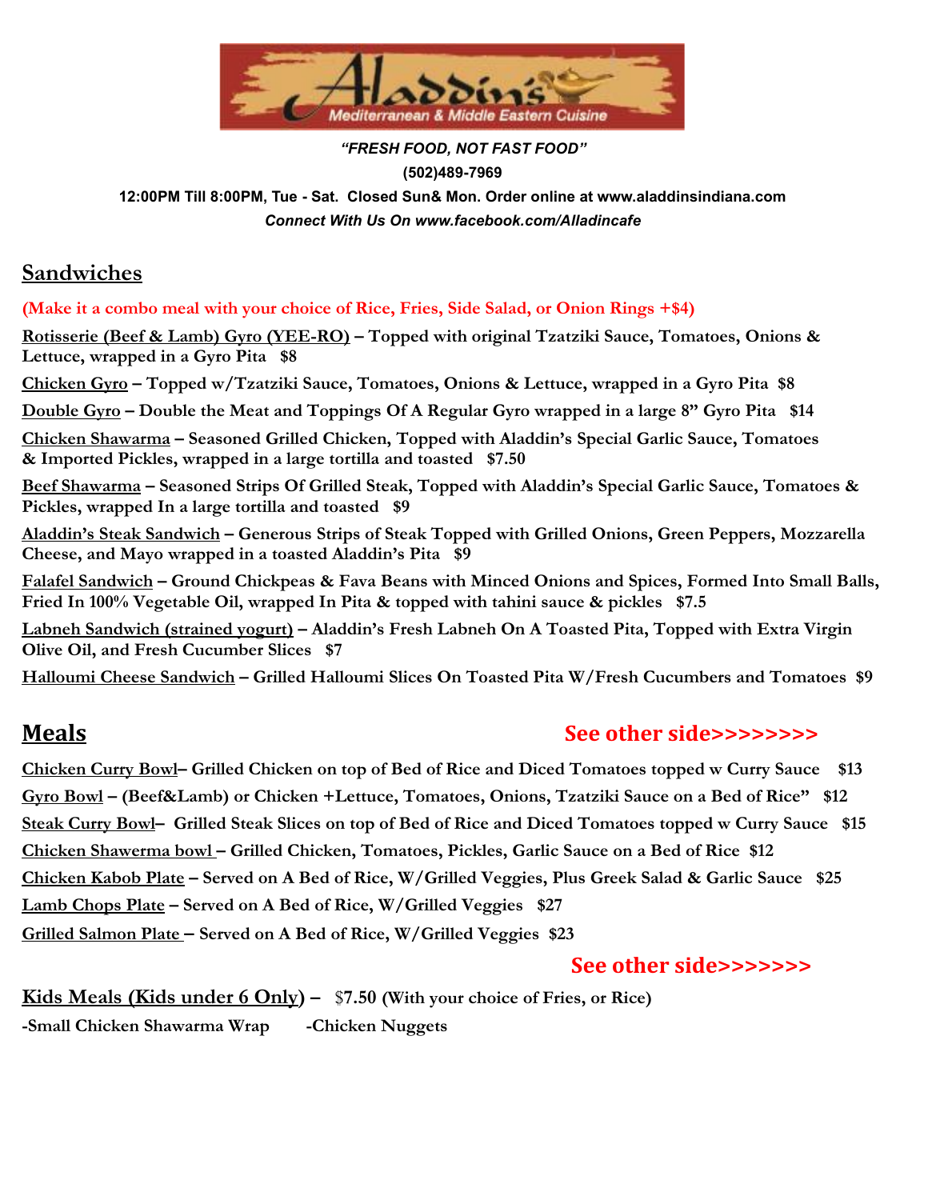# Aladdin's

Mediterranean & Middle Eastern Cuisine

***"FRESH FOOD, NOT FAST FOOD"***

**(502)489-7969**

**12:00PM Till 8:00PM, Tue - Sat. Closed Sun& Mon. Order online at www.aladdinsindiana.com**

***Connect With Us On www.facebook.com/Alladincafe***

## Sandwiches

**(Make it a combo meal with your choice of Rice, Fries, Side Salad, or Onion Rings +$4)**

**Rotisserie (Beef & Lamb) Gyro (YEE-RO) – Topped with original Tzatziki Sauce, Tomatoes, Onions & Lettuce, wrapped in a Gyro Pita $8**

**Chicken Gyro – Topped w/Tzatziki Sauce, Tomatoes, Onions & Lettuce, wrapped in a Gyro Pita $8**

**Double Gyro – Double the Meat and Toppings Of A Regular Gyro wrapped in a large 8" Gyro Pita $14**

**Chicken Shawarma – Seasoned Grilled Chicken, Topped with Aladdin's Special Garlic Sauce, Tomatoes & Imported Pickles, wrapped in a large tortilla and toasted $7.50**

**Beef Shawarma – Seasoned Strips Of Grilled Steak, Topped with Aladdin's Special Garlic Sauce, Tomatoes & Pickles, wrapped In a large tortilla and toasted $9**

**Aladdin's Steak Sandwich – Generous Strips of Steak Topped with Grilled Onions, Green Peppers, Mozzarella Cheese, and Mayo wrapped in a toasted Aladdin's Pita $9**

**Falafel Sandwich – Ground Chickpeas & Fava Beans with Minced Onions and Spices, Formed Into Small Balls, Fried In 100% Vegetable Oil, wrapped In Pita & topped with tahini sauce & pickles $7.5**

**Labneh Sandwich (strained yogurt) – Aladdin's Fresh Labneh On A Toasted Pita, Topped with Extra Virgin Olive Oil, and Fresh Cucumber Slices $7**

**Halloumi Cheese Sandwich – Grilled Halloumi Slices On Toasted Pita W/Fresh Cucumbers and Tomatoes $9**

## Meals

**See other side>>>>>>>>**

**Chicken Curry Bowl– Grilled Chicken on top of Bed of Rice and Diced Tomatoes topped w Curry Sauce $13**

**Gyro Bowl – (Beef&Lamb) or Chicken +Lettuce, Tomatoes, Onions, Tzatziki Sauce on a Bed of Rice" $12**

**Steak Curry Bowl– Grilled Steak Slices on top of Bed of Rice and Diced Tomatoes topped w Curry Sauce $15**

**Chicken Shawerma bowl – Grilled Chicken, Tomatoes, Pickles, Garlic Sauce on a Bed of Rice $12**

**Chicken Kabob Plate – Served on A Bed of Rice, W/Grilled Veggies, Plus Greek Salad & Garlic Sauce $25**

**Lamb Chops Plate – Served on A Bed of Rice, W/Grilled Veggies $27**

**Grilled Salmon Plate – Served on A Bed of Rice, W/Grilled Veggies $23**

**See other side>>>>>>>**

**Kids Meals (Kids under 6 Only) – $7.50 (With your choice of Fries, or Rice)**

**-Small Chicken Shawarma Wrap -Chicken Nuggets**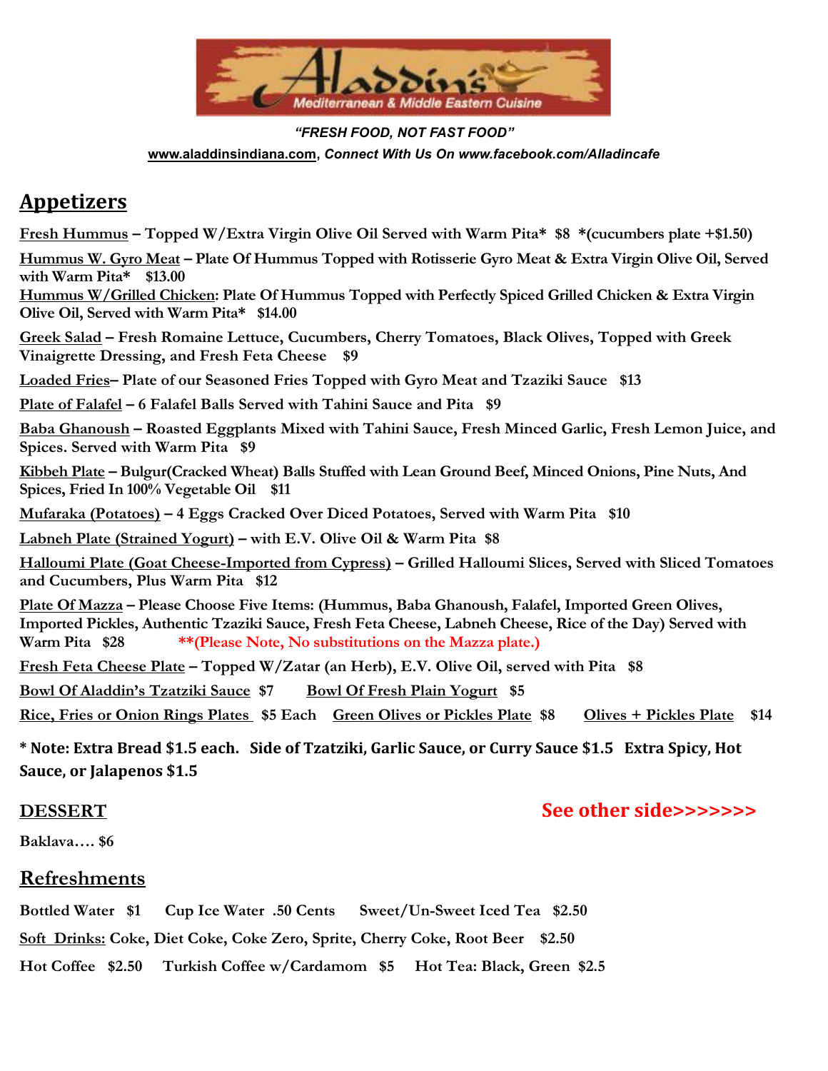**Aladdin's**
*Mediterranean & Middle Eastern Cuisine*

***"FRESH FOOD, NOT FAST FOOD"***

**www.aladdinsindiana.com**, ***Connect With Us On www.facebook.com/Alladincafe***

## Appetizers

**Fresh Hummus – Topped W/Extra Virgin Olive Oil Served with Warm Pita\* $8 \*(cucumbers plate +$1.50)**

**Hummus W. Gyro Meat – Plate Of Hummus Topped with Rotisserie Gyro Meat & Extra Virgin Olive Oil, Served with Warm Pita\* $13.00**

**Hummus W/Grilled Chicken: Plate Of Hummus Topped with Perfectly Spiced Grilled Chicken & Extra Virgin Olive Oil, Served with Warm Pita\* $14.00**

**Greek Salad – Fresh Romaine Lettuce, Cucumbers, Cherry Tomatoes, Black Olives, Topped with Greek Vinaigrette Dressing, and Fresh Feta Cheese $9**

**Loaded Fries– Plate of our Seasoned Fries Topped with Gyro Meat and Tzaziki Sauce $13**

**Plate of Falafel – 6 Falafel Balls Served with Tahini Sauce and Pita $9**

**Baba Ghanoush – Roasted Eggplants Mixed with Tahini Sauce, Fresh Minced Garlic, Fresh Lemon Juice, and Spices. Served with Warm Pita $9**

**Kibbeh Plate – Bulgur(Cracked Wheat) Balls Stuffed with Lean Ground Beef, Minced Onions, Pine Nuts, And Spices, Fried In 100% Vegetable Oil $11**

**Mufaraka (Potatoes) – 4 Eggs Cracked Over Diced Potatoes, Served with Warm Pita $10**

**Labneh Plate (Strained Yogurt) – with E.V. Olive Oil & Warm Pita $8**

**Halloumi Plate (Goat Cheese-Imported from Cypress) – Grilled Halloumi Slices, Served with Sliced Tomatoes and Cucumbers, Plus Warm Pita $12**

**Plate Of Mazza – Please Choose Five Items: (Hummus, Baba Ghanoush, Falafel, Imported Green Olives, Imported Pickles, Authentic Tzaziki Sauce, Fresh Feta Cheese, Labneh Cheese, Rice of the Day) Served with Warm Pita $28** **\*\*(Please Note, No substitutions on the Mazza plate.)**

**Fresh Feta Cheese Plate – Topped W/Zatar (an Herb), E.V. Olive Oil, served with Pita $8**

**Bowl Of Aladdin's Tzatziki Sauce $7** **Bowl Of Fresh Plain Yogurt $5**

**Rice, Fries or Onion Rings Plates $5 Each** **Green Olives or Pickles Plate $8** **Olives + Pickles Plate $14**

**\* Note: Extra Bread $1.5 each. Side of Tzatziki, Garlic Sauce, or Curry Sauce $1.5 Extra Spicy, Hot Sauce, or Jalapenos $1.5**

## DESSERT

**See other side>>>>>>>**

**Baklava…. $6**

## Refreshments

**Bottled Water $1** **Cup Ice Water .50 Cents** **Sweet/Un-Sweet Iced Tea $2.50**

**Soft Drinks: Coke, Diet Coke, Coke Zero, Sprite, Cherry Coke, Root Beer $2.50**

**Hot Coffee $2.50** **Turkish Coffee w/Cardamom $5** **Hot Tea: Black, Green $2.5**